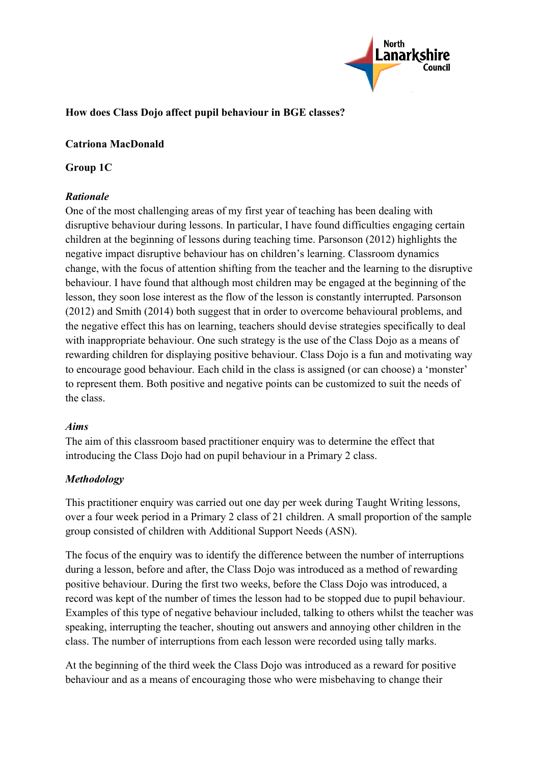**How does Class Dojo affect pupil behaviour in BGE classes?**

**Catriona MacDonald**

**Group 1C**

### *Rationale*

One of the most challenging areas of my first year of teaching has been dealing with disruptive behaviour during lessons. In particular, I have found difficulties engaging certain children at the beginning of lessons during teaching time. Parsonson (2012) highlights the negative impact disruptive behaviour has on children's learning. Classroom dynamics change, with the focus of attention shifting from the teacher and the learning to the disruptive behaviour. I have found that although most children may be engaged at the beginning of the lesson, they soon lose interest as the flow of the lesson is constantly interrupted. Parsonson (2012) and Smith (2014) both suggest that in order to overcome behavioural problems, and the negative effect this has on learning, teachers should devise strategies specifically to deal with inappropriate behaviour. One such strategy is the use of the Class Dojo as a means of rewarding children for displaying positive behaviour. Class Dojo is a fun and motivating way to encourage good behaviour. Each child in the class is assigned (or can choose) a 'monster' to represent them. Both positive and negative points can be customized to suit the needs of the class.

### *Aims*

The aim of this classroom based practitioner enquiry was to determine the effect that introducing the Class Dojo had on pupil behaviour in a Primary 2 class.

### *Methodology*

This practitioner enquiry was carried out one day per week during Taught Writing lessons, over a four week period in a Primary 2 class of 21 children. A small proportion of the sample group consisted of children with Additional Support Needs (ASN).

The focus of the enquiry was to identify the difference between the number of interruptions during a lesson, before and after, the Class Dojo was introduced as a method of rewarding positive behaviour. During the first two weeks, before the Class Dojo was introduced, a record was kept of the number of times the lesson had to be stopped due to pupil behaviour. Examples of this type of negative behaviour included, talking to others whilst the teacher was speaking, interrupting the teacher, shouting out answers and annoying other children in the class. The number of interruptions from each lesson were recorded using tally marks.

At the beginning of the third week the Class Dojo was introduced as a reward for positive behaviour and as a means of encouraging those who were misbehaving to change their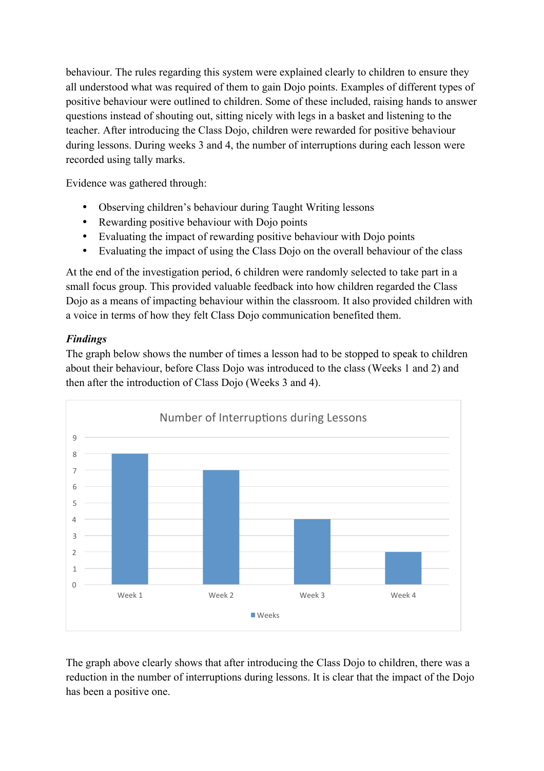behaviour. The rules regarding this system were explained clearly to children to ensure they all understood what was required of them to gain Dojo points. Examples of different types of positive behaviour were outlined to children. Some of these included, raising hands to answer questions instead of shouting out, sitting nicely with legs in a basket and listening to the teacher. After introducing the Class Dojo, children were rewarded for positive behaviour during lessons. During weeks 3 and 4, the number of interruptions during each lesson were recorded using tally marks.

Evidence was gathered through:

- Observing children's behaviour during Taught Writing lessons
- Rewarding positive behaviour with Dojo points
- Evaluating the impact of rewarding positive behaviour with Dojo points
- Evaluating the impact of using the Class Dojo on the overall behaviour of the class

At the end of the investigation period, 6 children were randomly selected to take part in a small focus group. This provided valuable feedback into how children regarded the Class Dojo as a means of impacting behaviour within the classroom. It also provided children with a voice in terms of how they felt Class Dojo communication benefited them.

***Findings***

The graph below shows the number of times a lesson had to be stopped to speak to children about their behaviour, before Class Dojo was introduced to the class (Weeks 1 and 2) and then after the introduction of Class Dojo (Weeks 3 and 4).

Number of Interruptions during Lessons

| Weeks | Week 1 | Week 2 | Week 3 | Week 4 |
|---|---|---|---|---|
| Interruptions | 8 | 7 | 4 | 2 |

The graph above clearly shows that after introducing the Class Dojo to children, there was a reduction in the number of interruptions during lessons. It is clear that the impact of the Dojo has been a positive one.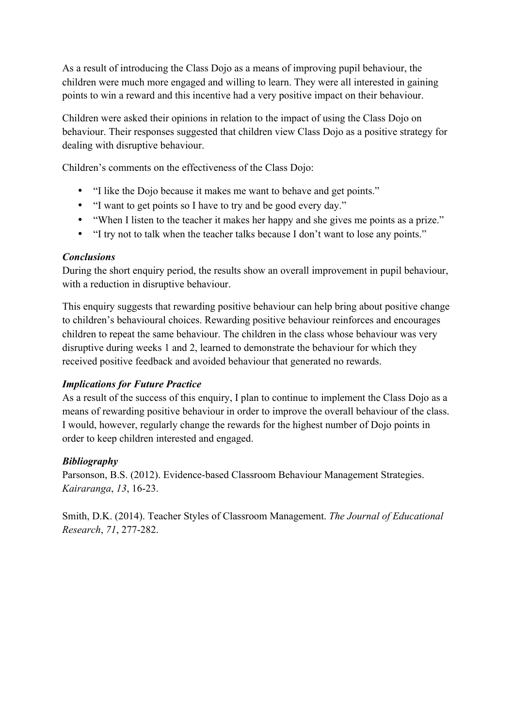As a result of introducing the Class Dojo as a means of improving pupil behaviour, the children were much more engaged and willing to learn. They were all interested in gaining points to win a reward and this incentive had a very positive impact on their behaviour.

Children were asked their opinions in relation to the impact of using the Class Dojo on behaviour. Their responses suggested that children view Class Dojo as a positive strategy for dealing with disruptive behaviour.

Children's comments on the effectiveness of the Class Dojo:

- "I like the Dojo because it makes me want to behave and get points."
- "I want to get points so I have to try and be good every day."
- "When I listen to the teacher it makes her happy and she gives me points as a prize."
- "I try not to talk when the teacher talks because I don't want to lose any points."

### *Conclusions*

During the short enquiry period, the results show an overall improvement in pupil behaviour, with a reduction in disruptive behaviour.

This enquiry suggests that rewarding positive behaviour can help bring about positive change to children's behavioural choices. Rewarding positive behaviour reinforces and encourages children to repeat the same behaviour. The children in the class whose behaviour was very disruptive during weeks 1 and 2, learned to demonstrate the behaviour for which they received positive feedback and avoided behaviour that generated no rewards.

### *Implications for Future Practice*

As a result of the success of this enquiry, I plan to continue to implement the Class Dojo as a means of rewarding positive behaviour in order to improve the overall behaviour of the class. I would, however, regularly change the rewards for the highest number of Dojo points in order to keep children interested and engaged.

### *Bibliography*

Parsonson, B.S. (2012). Evidence-based Classroom Behaviour Management Strategies. *Kairaranga*, *13*, 16-23.

Smith, D.K. (2014). Teacher Styles of Classroom Management. *The Journal of Educational Research*, *71*, 277-282.